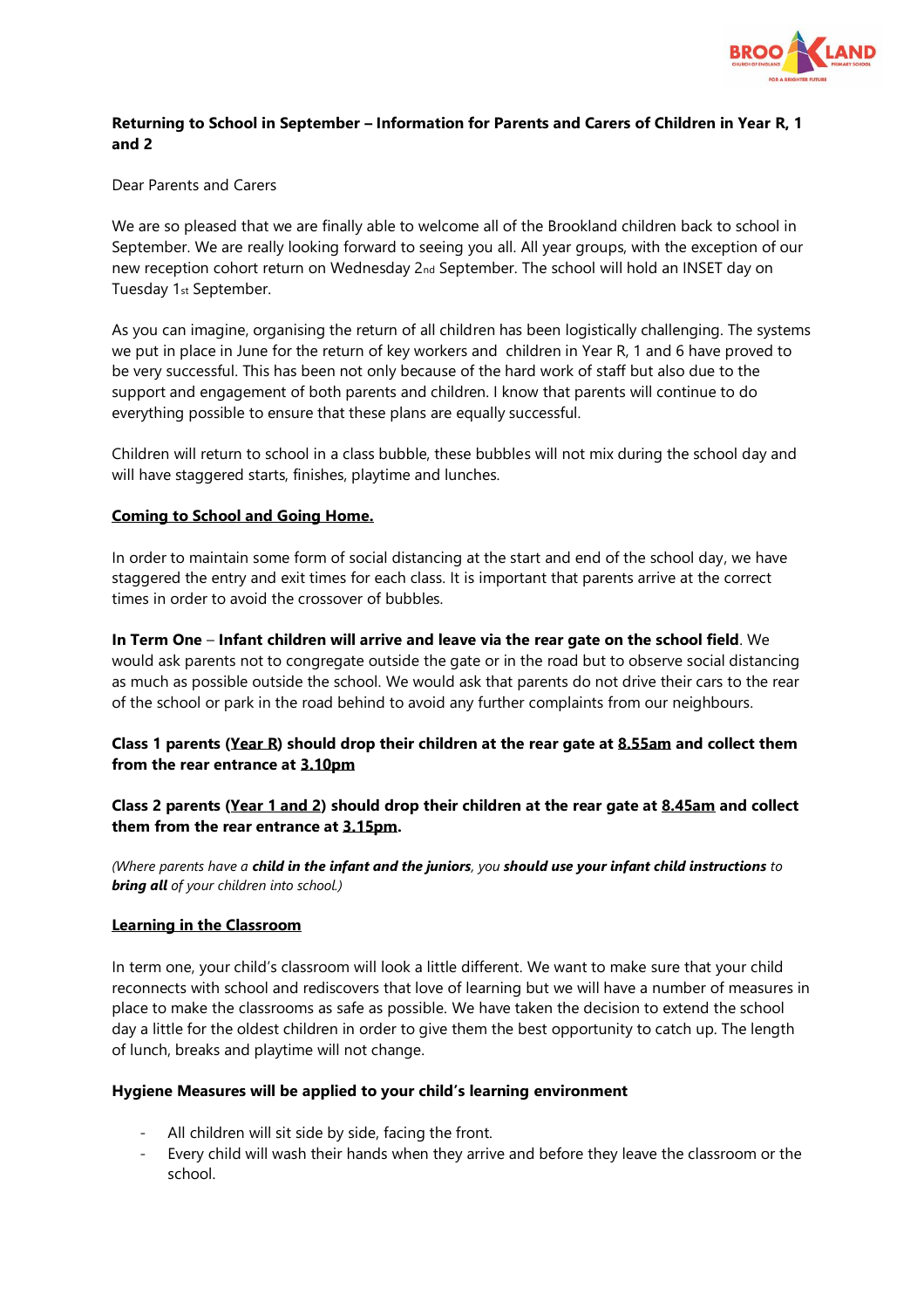**Returning to School in September – Information for Parents and Carers of Children in Year R, 1 and 2**

Dear Parents and Carers

We are so pleased that we are finally able to welcome all of the Brookland children back to school in September. We are really looking forward to seeing you all. All year groups, with the exception of our new reception cohort return on Wednesday 2nd September. The school will hold an INSET day on Tuesday 1st September.

As you can imagine, organising the return of all children has been logistically challenging. The systems we put in place in June for the return of key workers and children in Year R, 1 and 6 have proved to be very successful. This has been not only because of the hard work of staff but also due to the support and engagement of both parents and children. I know that parents will continue to do everything possible to ensure that these plans are equally successful.

Children will return to school in a class bubble, these bubbles will not mix during the school day and will have staggered starts, finishes, playtime and lunches.

**Coming to School and Going Home.**

In order to maintain some form of social distancing at the start and end of the school day, we have staggered the entry and exit times for each class. It is important that parents arrive at the correct times in order to avoid the crossover of bubbles.

**In Term One** – **Infant children will arrive and leave via the rear gate on the school field**. We would ask parents not to congregate outside the gate or in the road but to observe social distancing as much as possible outside the school. We would ask that parents do not drive their cars to the rear of the school or park in the road behind to avoid any further complaints from our neighbours.

**Class 1 parents (Year R) should drop their children at the rear gate at 8.55am and collect them from the rear entrance at 3.10pm**

**Class 2 parents (Year 1 and 2) should drop their children at the rear gate at 8.45am and collect them from the rear entrance at 3.15pm.**

*(Where parents have a **child in the infant and the juniors**, you **should use your infant child instructions** to **bring all** of your children into school.)*

**Learning in the Classroom**

In term one, your child's classroom will look a little different. We want to make sure that your child reconnects with school and rediscovers that love of learning but we will have a number of measures in place to make the classrooms as safe as possible. We have taken the decision to extend the school day a little for the oldest children in order to give them the best opportunity to catch up. The length of lunch, breaks and playtime will not change.

**Hygiene Measures will be applied to your child's learning environment**

- All children will sit side by side, facing the front.
- Every child will wash their hands when they arrive and before they leave the classroom or the school.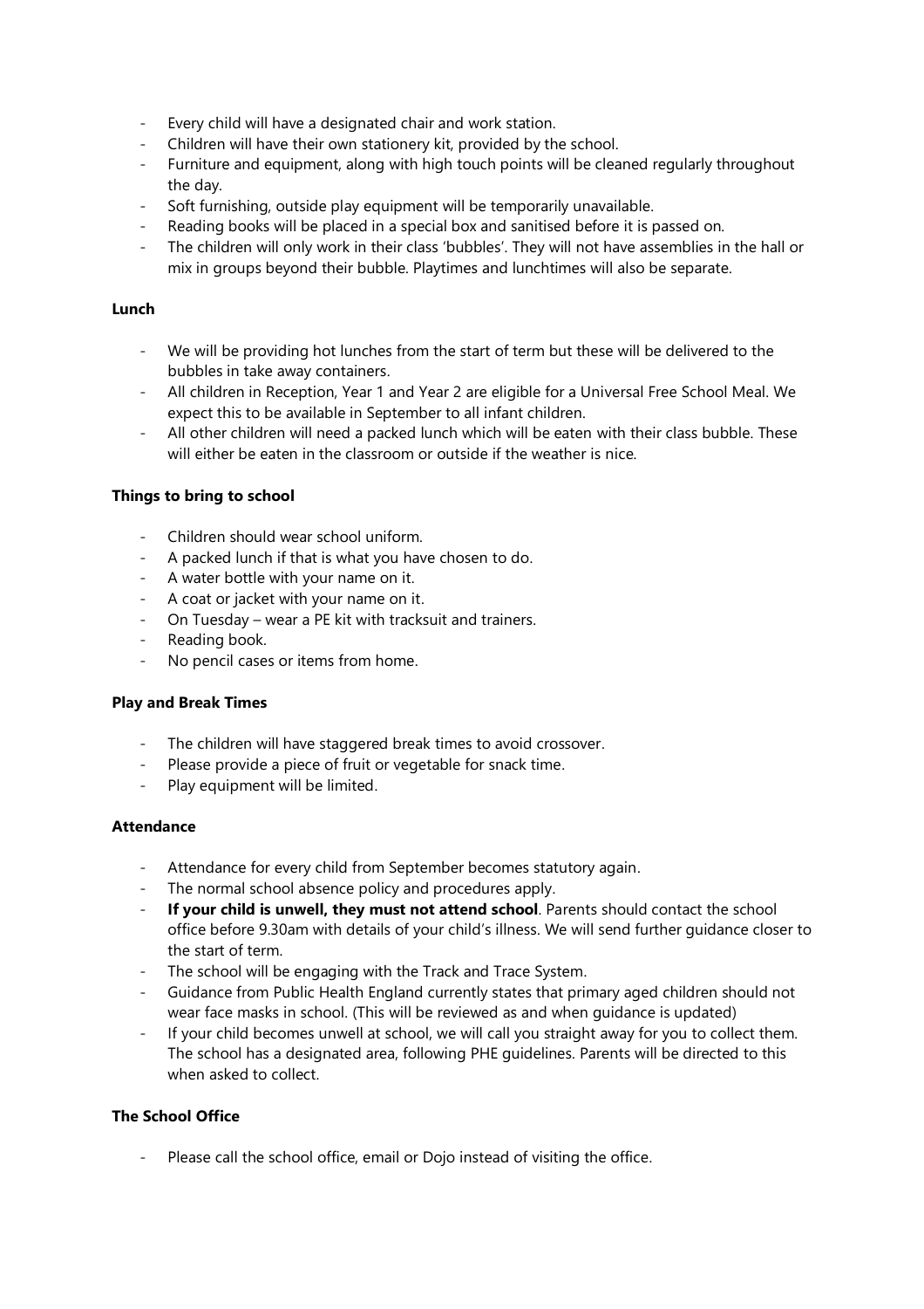- Every child will have a designated chair and work station.
- Children will have their own stationery kit, provided by the school.
- Furniture and equipment, along with high touch points will be cleaned regularly throughout the day.
- Soft furnishing, outside play equipment will be temporarily unavailable.
- Reading books will be placed in a special box and sanitised before it is passed on.
- The children will only work in their class 'bubbles'. They will not have assemblies in the hall or mix in groups beyond their bubble. Playtimes and lunchtimes will also be separate.

**Lunch**

- We will be providing hot lunches from the start of term but these will be delivered to the bubbles in take away containers.
- All children in Reception, Year 1 and Year 2 are eligible for a Universal Free School Meal. We expect this to be available in September to all infant children.
- All other children will need a packed lunch which will be eaten with their class bubble. These will either be eaten in the classroom or outside if the weather is nice.

**Things to bring to school**

- Children should wear school uniform.
- A packed lunch if that is what you have chosen to do.
- A water bottle with your name on it.
- A coat or jacket with your name on it.
- On Tuesday – wear a PE kit with tracksuit and trainers.
- Reading book.
- No pencil cases or items from home.

**Play and Break Times**

- The children will have staggered break times to avoid crossover.
- Please provide a piece of fruit or vegetable for snack time.
- Play equipment will be limited.

**Attendance**

- Attendance for every child from September becomes statutory again.
- The normal school absence policy and procedures apply.
- **If your child is unwell, they must not attend school**. Parents should contact the school office before 9.30am with details of your child's illness. We will send further guidance closer to the start of term.
- The school will be engaging with the Track and Trace System.
- Guidance from Public Health England currently states that primary aged children should not wear face masks in school. (This will be reviewed as and when guidance is updated)
- If your child becomes unwell at school, we will call you straight away for you to collect them. The school has a designated area, following PHE guidelines. Parents will be directed to this when asked to collect.

**The School Office**

- Please call the school office, email or Dojo instead of visiting the office.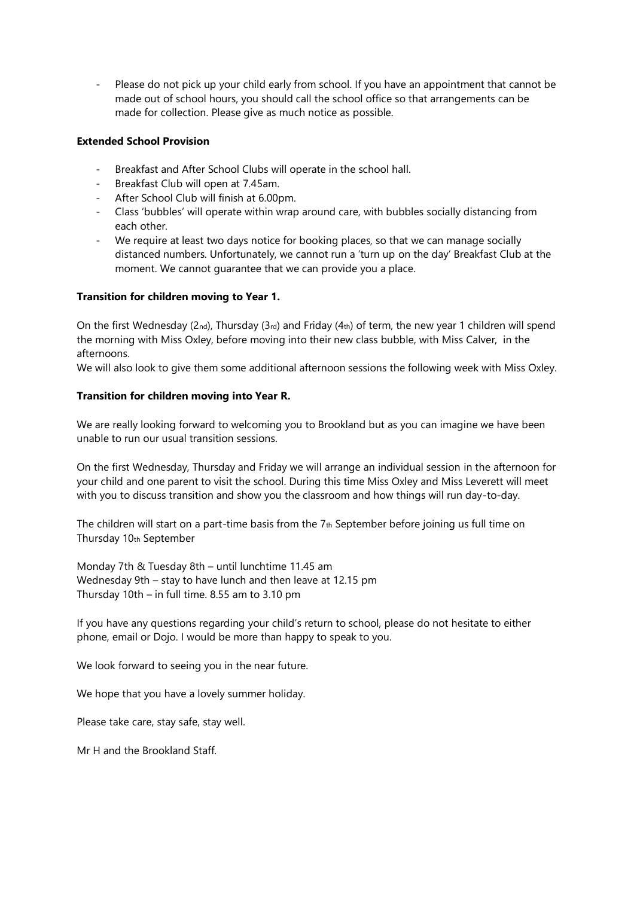- Please do not pick up your child early from school. If you have an appointment that cannot be made out of school hours, you should call the school office so that arrangements can be made for collection. Please give as much notice as possible.

**Extended School Provision**

- Breakfast and After School Clubs will operate in the school hall.
- Breakfast Club will open at 7.45am.
- After School Club will finish at 6.00pm.
- Class 'bubbles' will operate within wrap around care, with bubbles socially distancing from each other.
- We require at least two days notice for booking places, so that we can manage socially distanced numbers. Unfortunately, we cannot run a 'turn up on the day' Breakfast Club at the moment. We cannot guarantee that we can provide you a place.

**Transition for children moving to Year 1.**

On the first Wednesday (2nd), Thursday (3rd) and Friday (4th) of term, the new year 1 children will spend the morning with Miss Oxley, before moving into their new class bubble, with Miss Calver, in the afternoons.
We will also look to give them some additional afternoon sessions the following week with Miss Oxley.

**Transition for children moving into Year R.**

We are really looking forward to welcoming you to Brookland but as you can imagine we have been unable to run our usual transition sessions.

On the first Wednesday, Thursday and Friday we will arrange an individual session in the afternoon for your child and one parent to visit the school. During this time Miss Oxley and Miss Leverett will meet with you to discuss transition and show you the classroom and how things will run day-to-day.

The children will start on a part-time basis from the 7th September before joining us full time on Thursday 10th September

Monday 7th & Tuesday 8th – until lunchtime 11.45 am
Wednesday 9th – stay to have lunch and then leave at 12.15 pm
Thursday 10th – in full time. 8.55 am to 3.10 pm

If you have any questions regarding your child's return to school, please do not hesitate to either phone, email or Dojo. I would be more than happy to speak to you.

We look forward to seeing you in the near future.

We hope that you have a lovely summer holiday.

Please take care, stay safe, stay well.

Mr H and the Brookland Staff.